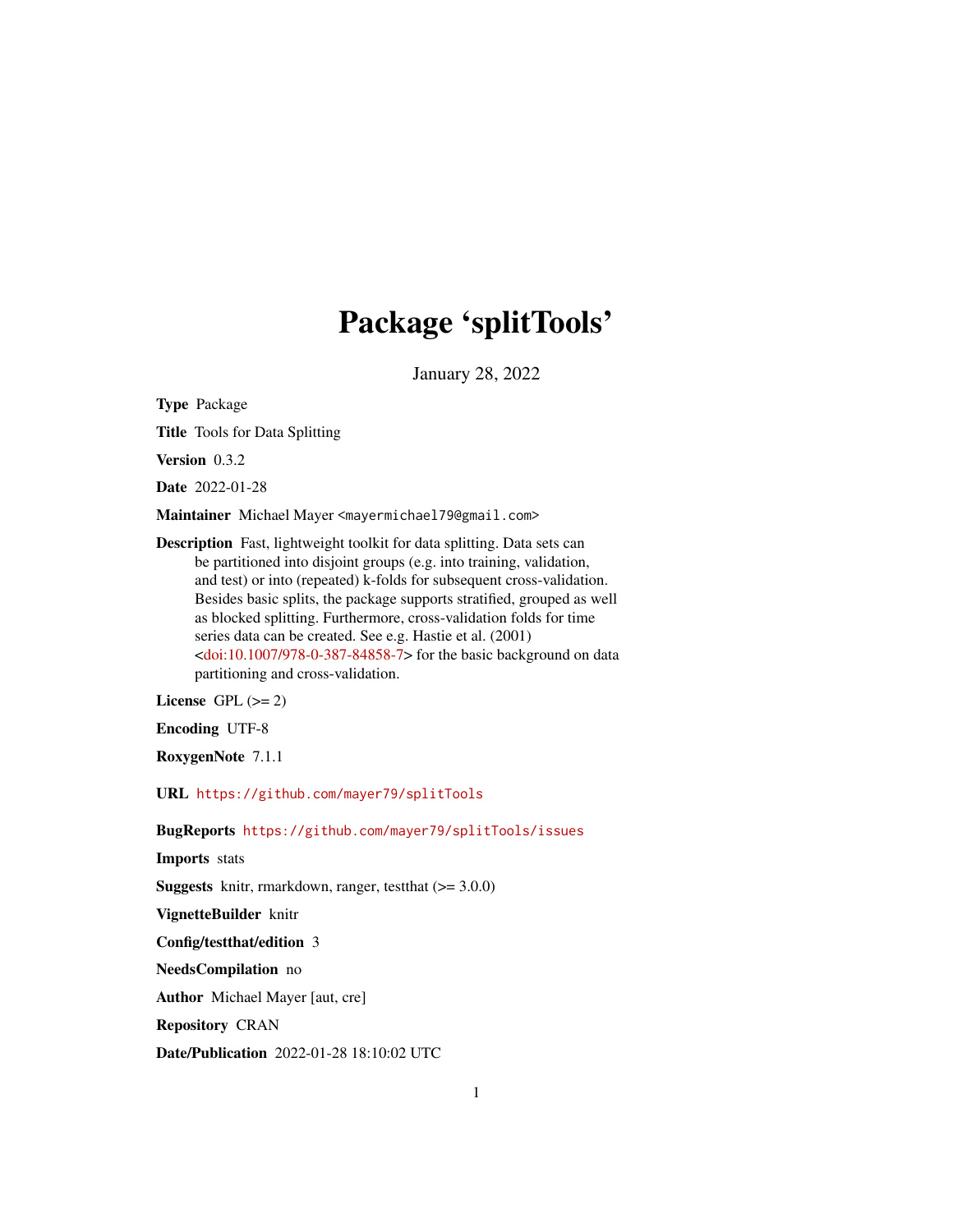# Package 'splitTools'

January 28, 2022

**Type** Package

**Title** Tools for Data Splitting

**Version** 0.3.2

**Date** 2022-01-28

**Maintainer** Michael Mayer <mayermichael79@gmail.com>

**Description** Fast, lightweight toolkit for data splitting. Data sets can be partitioned into disjoint groups (e.g. into training, validation, and test) or into (repeated) k-folds for subsequent cross-validation. Besides basic splits, the package supports stratified, grouped as well as blocked splitting. Furthermore, cross-validation folds for time series data can be created. See e.g. Hastie et al. (2001) <doi:10.1007/978-0-387-84858-7> for the basic background on data partitioning and cross-validation.

**License** GPL (>= 2)

**Encoding** UTF-8

**RoxygenNote** 7.1.1

**URL** https://github.com/mayer79/splitTools

**BugReports** https://github.com/mayer79/splitTools/issues

**Imports** stats

**Suggests** knitr, rmarkdown, ranger, testthat (>= 3.0.0)

**VignetteBuilder** knitr

**Config/testthat/edition** 3

**NeedsCompilation** no

**Author** Michael Mayer [aut, cre]

**Repository** CRAN

**Date/Publication** 2022-01-28 18:10:02 UTC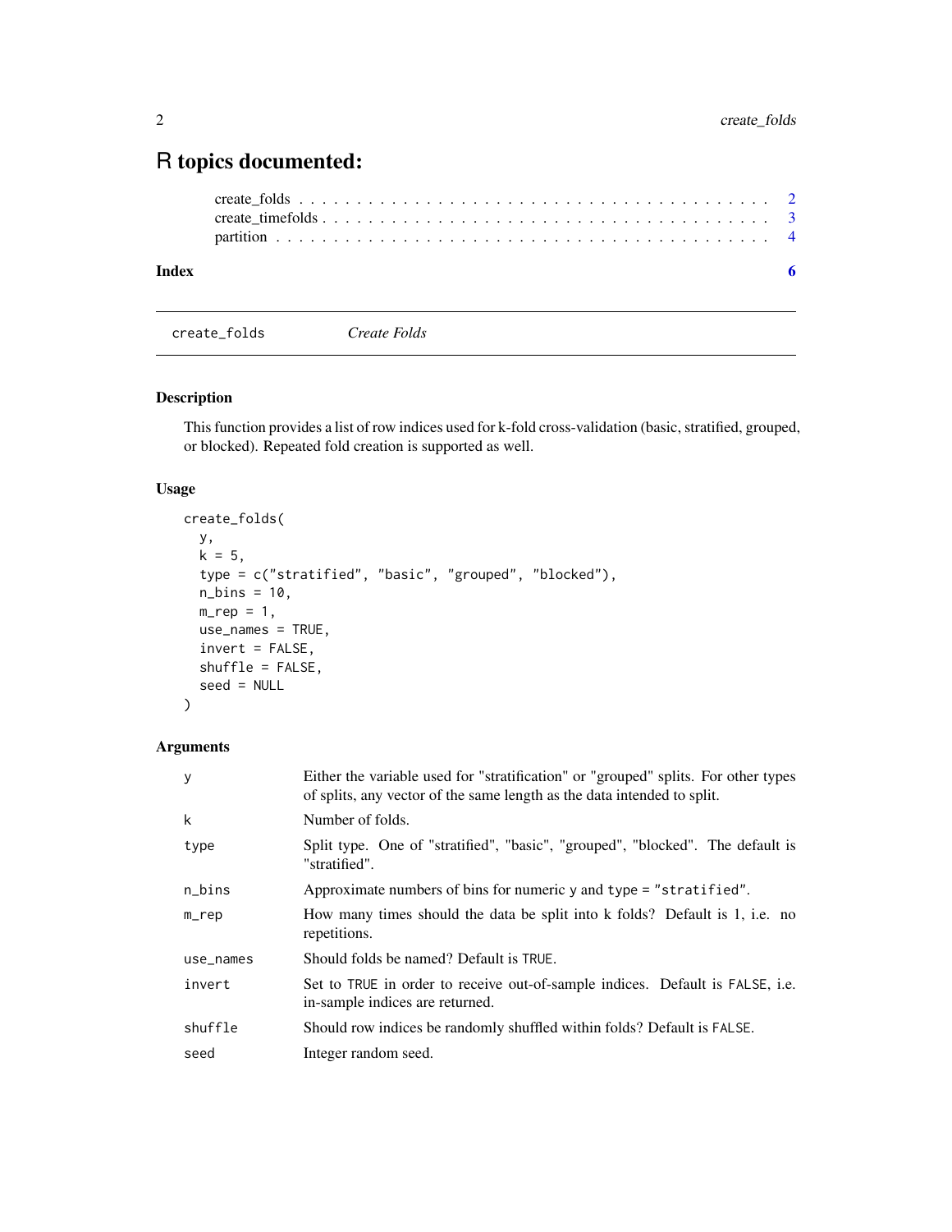# R topics documented:

create_folds . . . . . . . . . . . . . . . . . . . . . . . . . . . . . . . . . . . . . . 2
create_timefolds . . . . . . . . . . . . . . . . . . . . . . . . . . . . . . . . . . . . 3
partition . . . . . . . . . . . . . . . . . . . . . . . . . . . . . . . . . . . . . . . . 4

**Index** **6**

---

`create_folds` *Create Folds*

---

### Description

This function provides a list of row indices used for k-fold cross-validation (basic, stratified, grouped, or blocked). Repeated fold creation is supported as well.

### Usage

```
create_folds(
  y,
  k = 5,
  type = c("stratified", "basic", "grouped", "blocked"),
  n_bins = 10,
  m_rep = 1,
  use_names = TRUE,
  invert = FALSE,
  shuffle = FALSE,
  seed = NULL
)
```

### Arguments

| | |
|---|---|
| `y` | Either the variable used for "stratification" or "grouped" splits. For other types of splits, any vector of the same length as the data intended to split. |
| `k` | Number of folds. |
| `type` | Split type. One of "stratified", "basic", "grouped", "blocked". The default is "stratified". |
| `n_bins` | Approximate numbers of bins for numeric y and `type = "stratified"`. |
| `m_rep` | How many times should the data be split into k folds? Default is 1, i.e. no repetitions. |
| `use_names` | Should folds be named? Default is `TRUE`. |
| `invert` | Set to `TRUE` in order to receive out-of-sample indices. Default is `FALSE`, i.e. in-sample indices are returned. |
| `shuffle` | Should row indices be randomly shuffled within folds? Default is `FALSE`. |
| `seed` | Integer random seed. |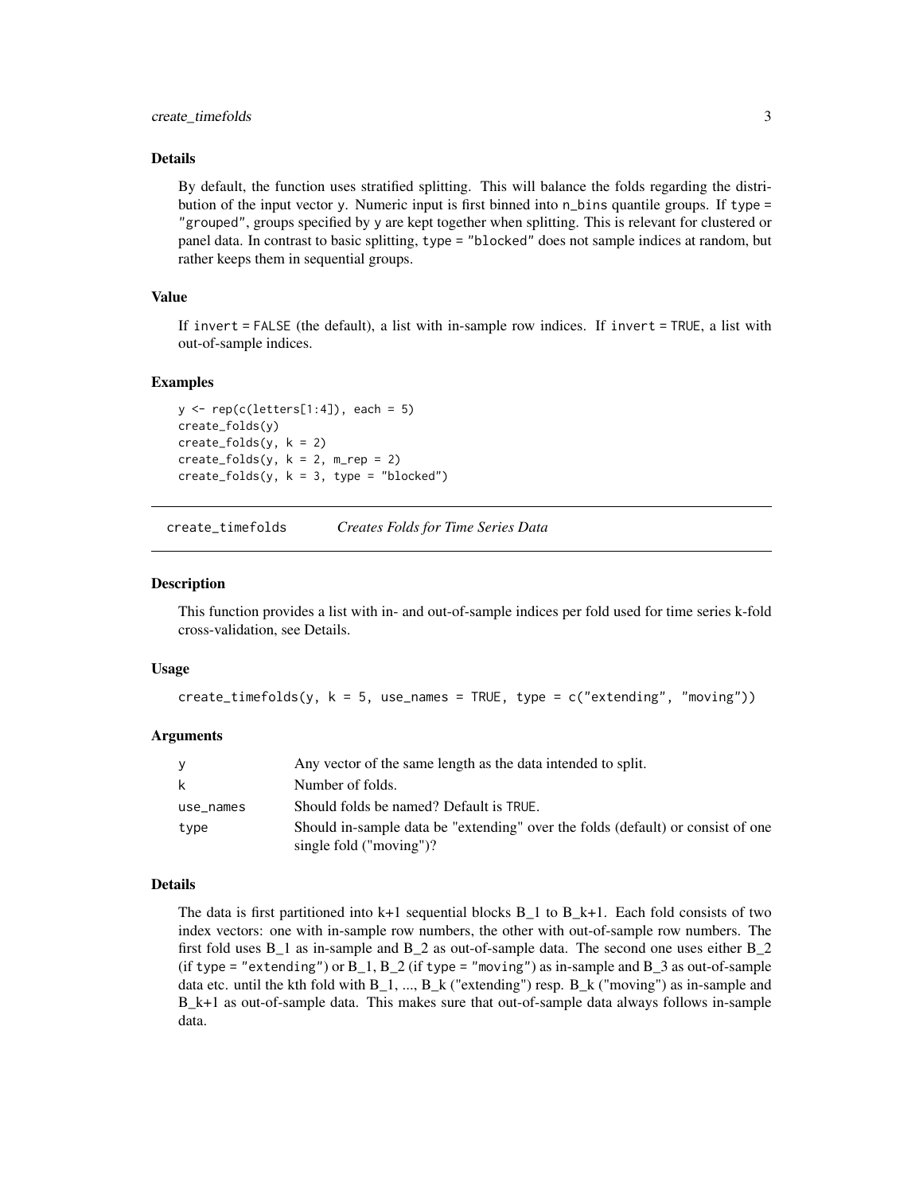### Details

By default, the function uses stratified splitting. This will balance the folds regarding the distribution of the input vector `y`. Numeric input is first binned into `n_bins` quantile groups. If `type = "grouped"`, groups specified by `y` are kept together when splitting. This is relevant for clustered or panel data. In contrast to basic splitting, `type = "blocked"` does not sample indices at random, but rather keeps them in sequential groups.

### Value

If `invert = FALSE` (the default), a list with in-sample row indices. If `invert = TRUE`, a list with out-of-sample indices.

### Examples

```
y <- rep(c(letters[1:4]), each = 5)
create_folds(y)
create_folds(y, k = 2)
create_folds(y, k = 2, m_rep = 2)
create_folds(y, k = 3, type = "blocked")
```

---

## create_timefolds *Creates Folds for Time Series Data*

### Description

This function provides a list with in- and out-of-sample indices per fold used for time series k-fold cross-validation, see Details.

### Usage

```
create_timefolds(y, k = 5, use_names = TRUE, type = c("extending", "moving"))
```

### Arguments

| | |
|---|---|
| `y` | Any vector of the same length as the data intended to split. |
| `k` | Number of folds. |
| `use_names` | Should folds be named? Default is `TRUE`. |
| `type` | Should in-sample data be "extending" over the folds (default) or consist of one single fold ("moving")? |

### Details

The data is first partitioned into k+1 sequential blocks B_1 to B_k+1. Each fold consists of two index vectors: one with in-sample row numbers, the other with out-of-sample row numbers. The first fold uses B_1 as in-sample and B_2 as out-of-sample data. The second one uses either B_2 (if `type = "extending"`) or B_1, B_2 (if `type = "moving"`) as in-sample and B_3 as out-of-sample data etc. until the kth fold with B_1, ..., B_k ("extending") resp. B_k ("moving") as in-sample and B_k+1 as out-of-sample data. This makes sure that out-of-sample data always follows in-sample data.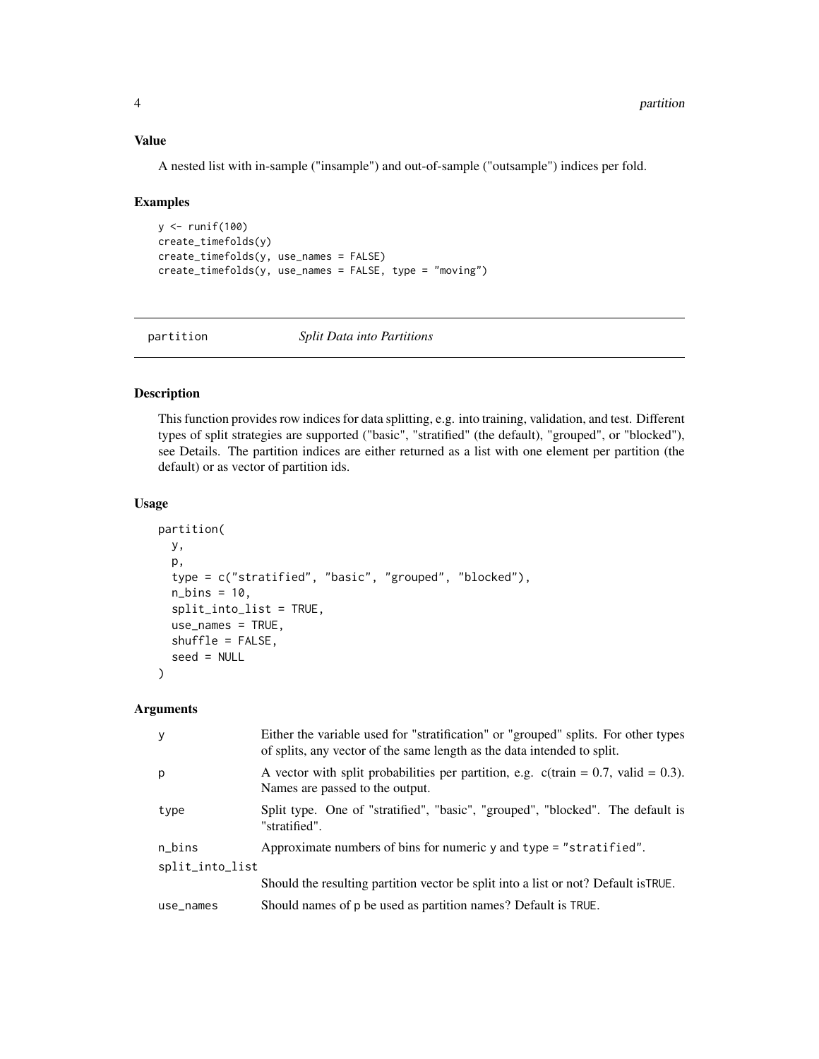### Value

A nested list with in-sample ("insample") and out-of-sample ("outsample") indices per fold.

### Examples

```
y <- runif(100)
create_timefolds(y)
create_timefolds(y, use_names = FALSE)
create_timefolds(y, use_names = FALSE, type = "moving")
```

---

## partition — *Split Data into Partitions*

### Description

This function provides row indices for data splitting, e.g. into training, validation, and test. Different types of split strategies are supported ("basic", "stratified" (the default), "grouped", or "blocked"), see Details. The partition indices are either returned as a list with one element per partition (the default) or as vector of partition ids.

### Usage

```
partition(
  y,
  p,
  type = c("stratified", "basic", "grouped", "blocked"),
  n_bins = 10,
  split_into_list = TRUE,
  use_names = TRUE,
  shuffle = FALSE,
  seed = NULL
)
```

### Arguments

| Argument | Description |
|---|---|
| y | Either the variable used for "stratification" or "grouped" splits. For other types of splits, any vector of the same length as the data intended to split. |
| p | A vector with split probabilities per partition, e.g. c(train = 0.7, valid = 0.3). Names are passed to the output. |
| type | Split type. One of "stratified", "basic", "grouped", "blocked". The default is "stratified". |
| n_bins | Approximate numbers of bins for numeric y and type = "stratified". |
| split_into_list | Should the resulting partition vector be split into a list or not? Default isTRUE. |
| use_names | Should names of p be used as partition names? Default is TRUE. |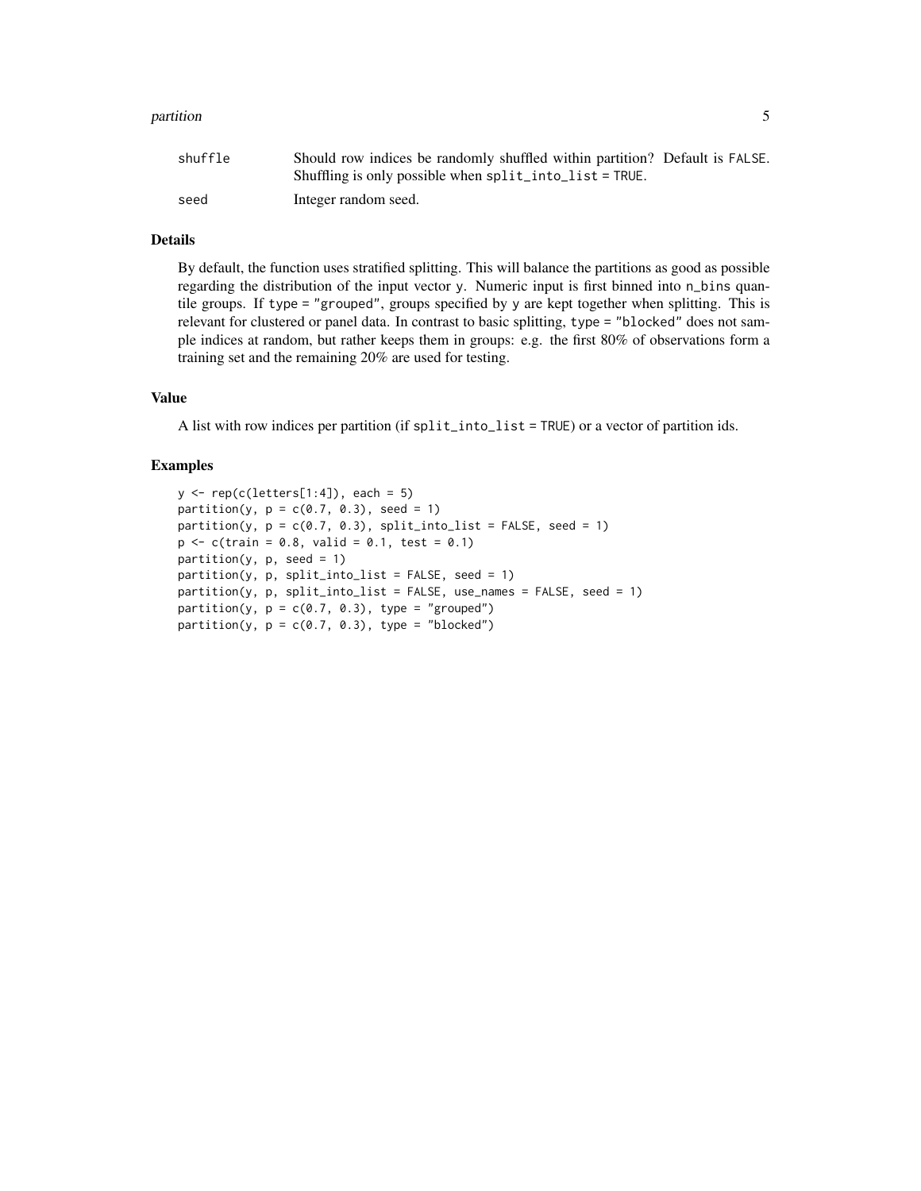| | |
|---|---|
| shuffle | Should row indices be randomly shuffled within partition? Default is FALSE. Shuffling is only possible when split_into_list = TRUE. |
| seed | Integer random seed. |

### Details

By default, the function uses stratified splitting. This will balance the partitions as good as possible regarding the distribution of the input vector y. Numeric input is first binned into n_bins quantile groups. If type = "grouped", groups specified by y are kept together when splitting. This is relevant for clustered or panel data. In contrast to basic splitting, type = "blocked" does not sample indices at random, but rather keeps them in groups: e.g. the first 80% of observations form a training set and the remaining 20% are used for testing.

### Value

A list with row indices per partition (if split_into_list = TRUE) or a vector of partition ids.

### Examples

```
y <- rep(c(letters[1:4]), each = 5)
partition(y, p = c(0.7, 0.3), seed = 1)
partition(y, p = c(0.7, 0.3), split_into_list = FALSE, seed = 1)
p <- c(train = 0.8, valid = 0.1, test = 0.1)
partition(y, p, seed = 1)
partition(y, p, split_into_list = FALSE, seed = 1)
partition(y, p, split_into_list = FALSE, use_names = FALSE, seed = 1)
partition(y, p = c(0.7, 0.3), type = "grouped")
partition(y, p = c(0.7, 0.3), type = "blocked")
```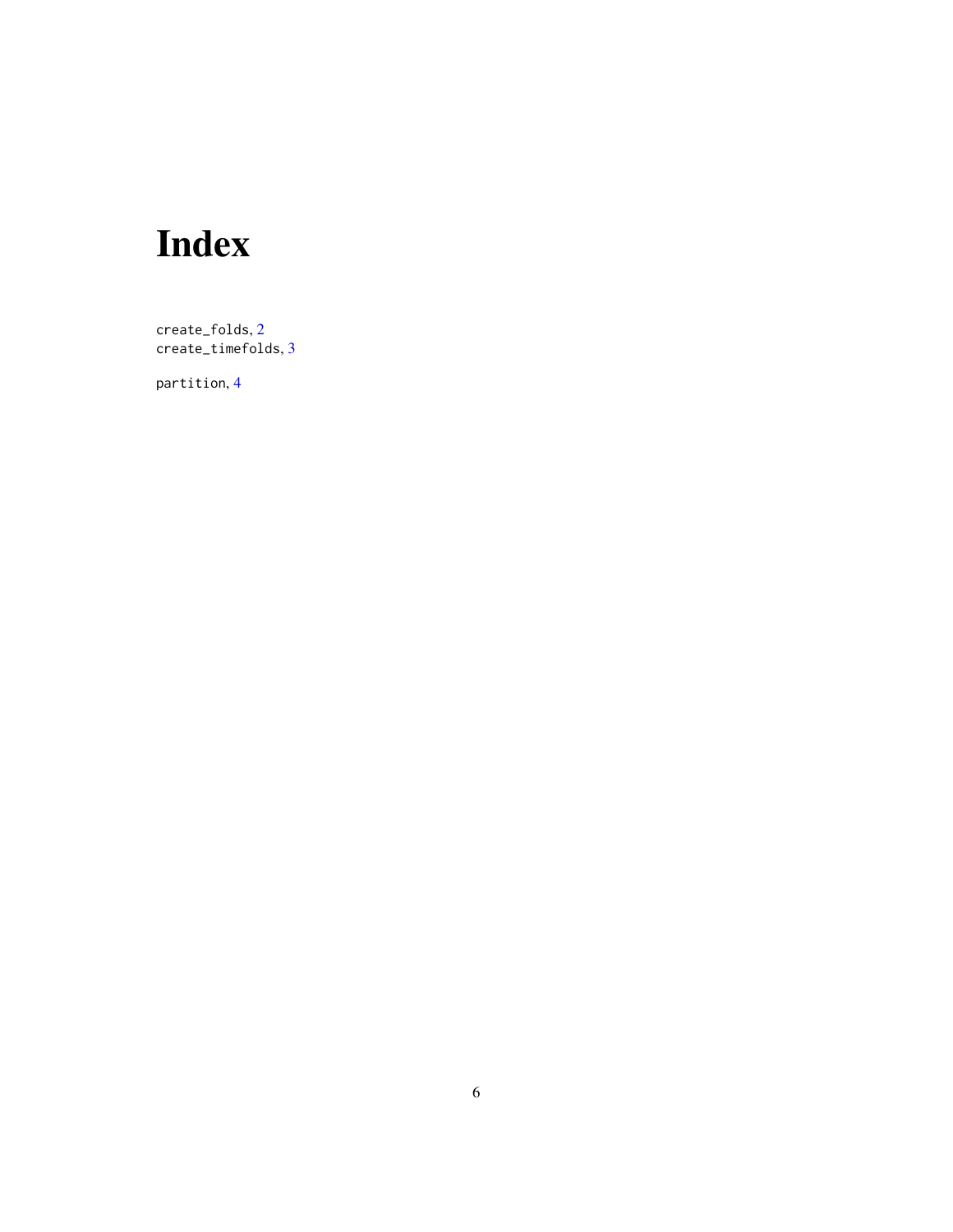# Index

create_folds, 2
create_timefolds, 3

partition, 4